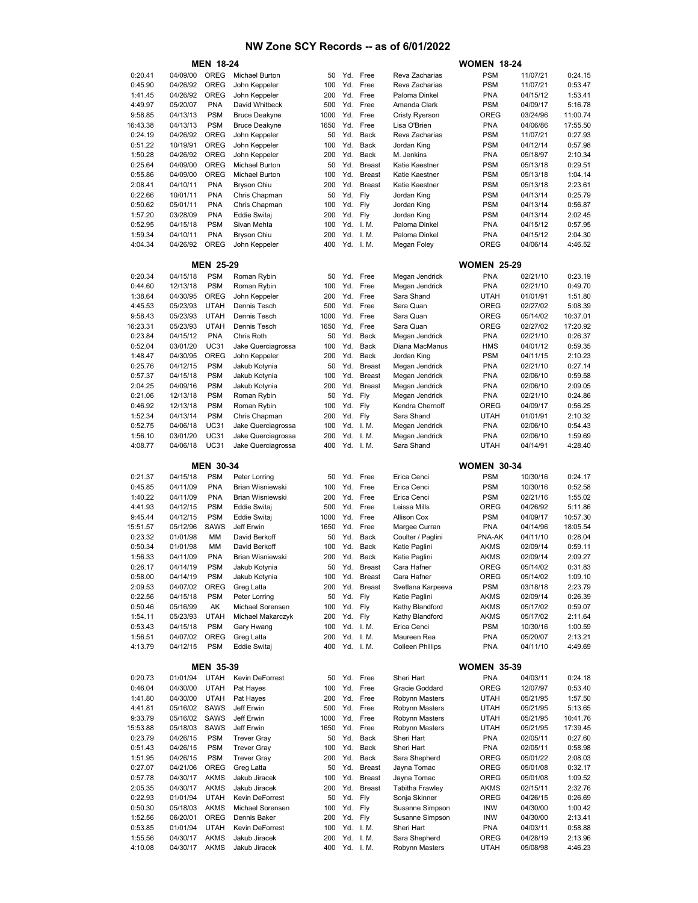# NW Zone SCY Records -- as of 6/01/2022

| MEN 18-24 | | | | | | | | WOMEN 18-24 | | |
|---|---|---|---|---|---|---|---|---|---|---|
| 0:20.41 | 04/09/00 | OREG | Michael Burton | 50 | Yd. | Free | Reva Zacharias | PSM | 11/07/21 | 0:24.15 |
| 0:45.90 | 04/26/92 | OREG | John Keppeler | 100 | Yd. | Free | Reva Zacharias | PSM | 11/07/21 | 0:53.47 |
| 1:41.45 | 04/26/92 | OREG | John Keppeler | 200 | Yd. | Free | Paloma Dinkel | PNA | 04/15/12 | 1:53.41 |
| 4:49.97 | 05/20/07 | PNA | David Whitbeck | 500 | Yd. | Free | Amanda Clark | PSM | 04/09/17 | 5:16.78 |
| 9:58.85 | 04/13/13 | PSM | Bruce Deakyne | 1000 | Yd. | Free | Cristy Ryerson | OREG | 03/24/96 | 11:00.74 |
| 16:43.38 | 04/13/13 | PSM | Bruce Deakyne | 1650 | Yd. | Free | Lisa O'Brien | PNA | 04/06/86 | 17:55.50 |
| 0:24.19 | 04/26/92 | OREG | John Keppeler | 50 | Yd. | Back | Reva Zacharias | PSM | 11/07/21 | 0:27.93 |
| 0:51.22 | 10/19/91 | OREG | John Keppeler | 100 | Yd. | Back | Jordan King | PSM | 04/12/14 | 0:57.98 |
| 1:50.28 | 04/26/92 | OREG | John Keppeler | 200 | Yd. | Back | M. Jenkins | PNA | 05/18/97 | 2:10.34 |
| 0:25.64 | 04/09/00 | OREG | Michael Burton | 50 | Yd. | Breast | Katie Kaestner | PSM | 05/13/18 | 0:29.51 |
| 0:55.86 | 04/09/00 | OREG | Michael Burton | 100 | Yd. | Breast | Katie Kaestner | PSM | 05/13/18 | 1:04.14 |
| 2:08.41 | 04/10/11 | PNA | Bryson Chiu | 200 | Yd. | Breast | Katie Kaestner | PSM | 05/13/18 | 2:23.61 |
| 0:22.66 | 10/01/11 | PNA | Chris Chapman | 50 | Yd. | Fly | Jordan King | PSM | 04/13/14 | 0:25.79 |
| 0:50.62 | 05/01/11 | PNA | Chris Chapman | 100 | Yd. | Fly | Jordan King | PSM | 04/13/14 | 0:56.87 |
| 1:57.20 | 03/28/09 | PNA | Eddie Switaj | 200 | Yd. | Fly | Jordan King | PSM | 04/13/14 | 2:02.45 |
| 0:52.95 | 04/15/18 | PSM | Sivan Mehta | 100 | Yd. | I. M. | Paloma Dinkel | PNA | 04/15/12 | 0:57.95 |
| 1:59.34 | 04/10/11 | PNA | Bryson Chiu | 200 | Yd. | I. M. | Paloma Dinkel | PNA | 04/15/12 | 2:04.30 |
| 4:04.34 | 04/26/92 | OREG | John Keppeler | 400 | Yd. | I. M. | Megan Foley | OREG | 04/06/14 | 4:46.52 |

| MEN 25-29 | | | | | | | | WOMEN 25-29 | | |
|---|---|---|---|---|---|---|---|---|---|---|
| 0:20.34 | 04/15/18 | PSM | Roman Rybin | 50 | Yd. | Free | Megan Jendrick | PNA | 02/21/10 | 0:23.19 |
| 0:44.60 | 12/13/18 | PSM | Roman Rybin | 100 | Yd. | Free | Megan Jendrick | PNA | 02/21/10 | 0:49.70 |
| 1:38.64 | 04/30/95 | OREG | John Keppeler | 200 | Yd. | Free | Sara Shand | UTAH | 01/01/91 | 1:51.80 |
| 4:45.53 | 05/23/93 | UTAH | Dennis Tesch | 500 | Yd. | Free | Sara Quan | OREG | 02/27/02 | 5:08.39 |
| 9:58.43 | 05/23/93 | UTAH | Dennis Tesch | 1000 | Yd. | Free | Sara Quan | OREG | 05/14/02 | 10:37.01 |
| 16:23.31 | 05/23/93 | UTAH | Dennis Tesch | 1650 | Yd. | Free | Sara Quan | OREG | 02/27/02 | 17:20.92 |
| 0:23.84 | 04/15/12 | PNA | Chris Roth | 50 | Yd. | Back | Megan Jendrick | PNA | 02/21/10 | 0:26.37 |
| 0:52.04 | 03/01/20 | UC31 | Jake Querciagrossa | 100 | Yd. | Back | Diana MacManus | HMS | 04/01/12 | 0:59.35 |
| 1:48.47 | 04/30/95 | OREG | John Keppeler | 200 | Yd. | Back | Jordan King | PSM | 04/11/15 | 2:10.23 |
| 0:25.76 | 04/12/15 | PSM | Jakub Kotynia | 50 | Yd. | Breast | Megan Jendrick | PNA | 02/21/10 | 0:27.14 |
| 0:57.37 | 04/15/18 | PSM | Jakub Kotynia | 100 | Yd. | Breast | Megan Jendrick | PNA | 02/06/10 | 0:59.58 |
| 2:04.25 | 04/09/16 | PSM | Jakub Kotynia | 200 | Yd. | Breast | Megan Jendrick | PNA | 02/06/10 | 2:09.05 |
| 0:21.06 | 12/13/18 | PSM | Roman Rybin | 50 | Yd. | Fly | Megan Jendrick | PNA | 02/21/10 | 0:24.86 |
| 0:46.92 | 12/13/18 | PSM | Roman Rybin | 100 | Yd. | Fly | Kendra Chernoff | OREG | 04/09/17 | 0:56.25 |
| 1:52.34 | 04/13/14 | PSM | Chris Chapman | 200 | Yd. | Fly | Sara Shand | UTAH | 01/01/91 | 2:10.32 |
| 0:52.75 | 04/06/18 | UC31 | Jake Querciagrossa | 100 | Yd. | I. M. | Megan Jendrick | PNA | 02/06/10 | 0:54.43 |
| 1:56.10 | 03/01/20 | UC31 | Jake Querciagrossa | 200 | Yd. | I. M. | Megan Jendrick | PNA | 02/06/10 | 1:59.69 |
| 4:08.77 | 04/06/18 | UC31 | Jake Querciagrossa | 400 | Yd. | I. M. | Sara Shand | UTAH | 04/14/91 | 4:28.40 |

| MEN 30-34 | | | | | | | | WOMEN 30-34 | | |
|---|---|---|---|---|---|---|---|---|---|---|
| 0:21.37 | 04/15/18 | PSM | Peter Lorring | 50 | Yd. | Free | Erica Cenci | PSM | 10/30/16 | 0:24.17 |
| 0:45.85 | 04/11/09 | PNA | Brian Wisniewski | 100 | Yd. | Free | Erica Cenci | PSM | 10/30/16 | 0:52.58 |
| 1:40.22 | 04/11/09 | PNA | Brian Wisniewski | 200 | Yd. | Free | Erica Cenci | PSM | 02/21/16 | 1:55.02 |
| 4:41.93 | 04/12/15 | PSM | Eddie Switaj | 500 | Yd. | Free | Leissa Mills | OREG | 04/26/92 | 5:11.86 |
| 9:45.44 | 04/12/15 | PSM | Eddie Switaj | 1000 | Yd. | Free | Allison Cox | PSM | 04/09/17 | 10:57.30 |
| 15:51.57 | 05/12/96 | SAWS | Jeff Erwin | 1650 | Yd. | Free | Margee Curran | PNA | 04/14/96 | 18:05.54 |
| 0:23.32 | 01/01/98 | MM | David Berkoff | 50 | Yd. | Back | Coulter / Paglini | PNA-AK | 04/11/10 | 0:28.04 |
| 0:50.34 | 01/01/98 | MM | David Berkoff | 100 | Yd. | Back | Katie Paglini | AKMS | 02/09/14 | 0:59.11 |
| 1:56.33 | 04/11/09 | PNA | Brian Wisniewski | 200 | Yd. | Back | Katie Paglini | AKMS | 02/09/14 | 2:09.27 |
| 0:26.17 | 04/14/19 | PSM | Jakub Kotynia | 50 | Yd. | Breast | Cara Hafner | OREG | 05/14/02 | 0:31.83 |
| 0:58.00 | 04/14/19 | PSM | Jakub Kotynia | 100 | Yd. | Breast | Cara Hafner | OREG | 05/14/02 | 1:09.10 |
| 2:09.53 | 04/07/02 | OREG | Greg Latta | 200 | Yd. | Breast | Svetlana Karpeeva | PSM | 03/18/18 | 2:23.79 |
| 0:22.56 | 04/15/18 | PSM | Peter Lorring | 50 | Yd. | Fly | Katie Paglini | AKMS | 02/09/14 | 0:26.39 |
| 0:50.46 | 05/16/99 | AK | Michael Sorensen | 100 | Yd. | Fly | Kathy Blandford | AKMS | 05/17/02 | 0:59.07 |
| 1:54.11 | 05/23/93 | UTAH | Michael Makarczyk | 200 | Yd. | Fly | Kathy Blandford | AKMS | 05/17/02 | 2:11.64 |
| 0:53.43 | 04/15/18 | PSM | Gary Hwang | 100 | Yd. | I. M. | Erica Cenci | PSM | 10/30/16 | 1:00.59 |
| 1:56.51 | 04/07/02 | OREG | Greg Latta | 200 | Yd. | I. M. | Maureen Rea | PNA | 05/20/07 | 2:13.21 |
| 4:13.79 | 04/12/15 | PSM | Eddie Switaj | 400 | Yd. | I. M. | Colleen Phillips | PNA | 04/11/10 | 4:49.69 |

| MEN 35-39 | | | | | | | | WOMEN 35-39 | | |
|---|---|---|---|---|---|---|---|---|---|---|
| 0:20.73 | 01/01/94 | UTAH | Kevin DeForrest | 50 | Yd. | Free | Sheri Hart | PNA | 04/03/11 | 0:24.18 |
| 0:46.04 | 04/30/00 | UTAH | Pat Hayes | 100 | Yd. | Free | Gracie Goddard | OREG | 12/07/97 | 0:53.40 |
| 1:41.80 | 04/30/00 | UTAH | Pat Hayes | 200 | Yd. | Free | Robynn Masters | UTAH | 05/21/95 | 1:57.50 |
| 4:41.81 | 05/16/02 | SAWS | Jeff Erwin | 500 | Yd. | Free | Robynn Masters | UTAH | 05/21/95 | 5:13.65 |
| 9:33.79 | 05/16/02 | SAWS | Jeff Erwin | 1000 | Yd. | Free | Robynn Masters | UTAH | 05/21/95 | 10:41.76 |
| 15:53.88 | 05/18/03 | SAWS | Jeff Erwin | 1650 | Yd. | Free | Robynn Masters | UTAH | 05/21/95 | 17:39.45 |
| 0:23.79 | 04/26/15 | PSM | Trever Gray | 50 | Yd. | Back | Sheri Hart | PNA | 02/05/11 | 0:27.60 |
| 0:51.43 | 04/26/15 | PSM | Trever Gray | 100 | Yd. | Back | Sheri Hart | PNA | 02/05/11 | 0:58.98 |
| 1:51.95 | 04/26/15 | PSM | Trever Gray | 200 | Yd. | Back | Sara Shepherd | OREG | 05/01/22 | 2:08.03 |
| 0:27.07 | 04/21/06 | OREG | Greg Latta | 50 | Yd. | Breast | Jayna Tomac | OREG | 05/01/08 | 0:32.17 |
| 0:57.78 | 04/30/17 | AKMS | Jakub Jiracek | 100 | Yd. | Breast | Jayna Tomac | OREG | 05/01/08 | 1:09.52 |
| 2:05.35 | 04/30/17 | AKMS | Jakub Jiracek | 200 | Yd. | Breast | Tabitha Frawley | AKMS | 02/15/11 | 2:32.76 |
| 0:22.93 | 01/01/94 | UTAH | Kevin DeForrest | 50 | Yd. | Fly | Sonja Skinner | OREG | 04/26/15 | 0:26.69 |
| 0:50.30 | 05/18/03 | AKMS | Michael Sorensen | 100 | Yd. | Fly | Susanne Simpson | INW | 04/30/00 | 1:00.42 |
| 1:52.56 | 06/20/01 | OREG | Dennis Baker | 200 | Yd. | Fly | Susanne Simpson | INW | 04/30/00 | 2:13.41 |
| 0:53.85 | 01/01/94 | UTAH | Kevin DeForrest | 100 | Yd. | I. M. | Sheri Hart | PNA | 04/03/11 | 0:58.88 |
| 1:55.56 | 04/30/17 | AKMS | Jakub Jiracek | 200 | Yd. | I. M. | Sara Shepherd | OREG | 04/28/19 | 2:13.96 |
| 4:10.08 | 04/30/17 | AKMS | Jakub Jiracek | 400 | Yd. | I. M. | Robynn Masters | UTAH | 05/08/98 | 4:46.23 |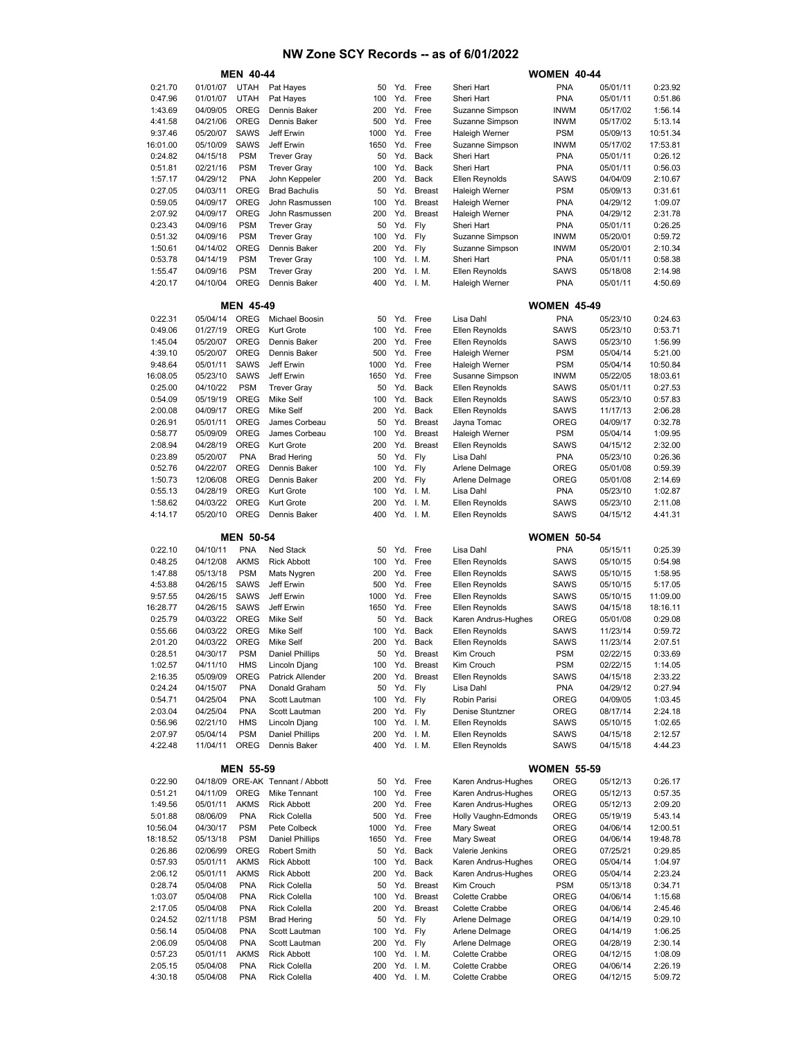# NW Zone SCY Records -- as of 6/01/2022

## MEN 40-44 / WOMEN 40-44

| Time | Date | Club | Name | Distance | | Stroke | Name | Club | Date | Time |
|---|---|---|---|---|---|---|---|---|---|---|
| 0:21.70 | 01/01/07 | UTAH | Pat Hayes | 50 | Yd. | Free | Sheri Hart | PNA | 05/01/11 | 0:23.92 |
| 0:47.96 | 01/01/07 | UTAH | Pat Hayes | 100 | Yd. | Free | Sheri Hart | PNA | 05/01/11 | 0:51.86 |
| 1:43.69 | 04/09/05 | OREG | Dennis Baker | 200 | Yd. | Free | Suzanne Simpson | INWM | 05/17/02 | 1:56.14 |
| 4:41.58 | 04/21/06 | OREG | Dennis Baker | 500 | Yd. | Free | Suzanne Simpson | INWM | 05/17/02 | 5:13.14 |
| 9:37.46 | 05/20/07 | SAWS | Jeff Erwin | 1000 | Yd. | Free | Haleigh Werner | PSM | 05/09/13 | 10:51.34 |
| 16:01.00 | 05/10/09 | SAWS | Jeff Erwin | 1650 | Yd. | Free | Suzanne Simpson | INWM | 05/17/02 | 17:53.81 |
| 0:24.82 | 04/15/18 | PSM | Trever Gray | 50 | Yd. | Back | Sheri Hart | PNA | 05/01/11 | 0:26.12 |
| 0:51.81 | 02/21/16 | PSM | Trever Gray | 100 | Yd. | Back | Sheri Hart | PNA | 05/01/11 | 0:56.03 |
| 1:57.17 | 04/29/12 | PNA | John Keppeler | 200 | Yd. | Back | Ellen Reynolds | SAWS | 04/04/09 | 2:10.67 |
| 0:27.05 | 04/03/11 | OREG | Brad Bachulis | 50 | Yd. | Breast | Haleigh Werner | PSM | 05/09/13 | 0:31.61 |
| 0:59.05 | 04/09/17 | OREG | John Rasmussen | 100 | Yd. | Breast | Haleigh Werner | PNA | 04/29/12 | 1:09.07 |
| 2:07.92 | 04/09/17 | OREG | John Rasmussen | 200 | Yd. | Breast | Haleigh Werner | PNA | 04/29/12 | 2:31.78 |
| 0:23.43 | 04/09/16 | PSM | Trever Gray | 50 | Yd. | Fly | Sheri Hart | PNA | 05/01/11 | 0:26.25 |
| 0:51.32 | 04/09/16 | PSM | Trever Gray | 100 | Yd. | Fly | Suzanne Simpson | INWM | 05/20/01 | 0:59.72 |
| 1:50.61 | 04/14/02 | OREG | Dennis Baker | 200 | Yd. | Fly | Suzanne Simpson | INWM | 05/20/01 | 2:10.34 |
| 0:53.78 | 04/14/19 | PSM | Trever Gray | 100 | Yd. | I. M. | Sheri Hart | PNA | 05/01/11 | 0:58.38 |
| 1:55.47 | 04/09/16 | PSM | Trever Gray | 200 | Yd. | I. M. | Ellen Reynolds | SAWS | 05/18/08 | 2:14.98 |
| 4:20.17 | 04/10/04 | OREG | Dennis Baker | 400 | Yd. | I. M. | Haleigh Werner | PNA | 05/01/11 | 4:50.69 |

## MEN 45-49 / WOMEN 45-49

| Time | Date | Club | Name | Distance | | Stroke | Name | Club | Date | Time |
|---|---|---|---|---|---|---|---|---|---|---|
| 0:22.31 | 05/04/14 | OREG | Michael Boosin | 50 | Yd. | Free | Lisa Dahl | PNA | 05/23/10 | 0:24.63 |
| 0:49.06 | 01/27/19 | OREG | Kurt Grote | 100 | Yd. | Free | Ellen Reynolds | SAWS | 05/23/10 | 0:53.71 |
| 1:45.04 | 05/20/07 | OREG | Dennis Baker | 200 | Yd. | Free | Ellen Reynolds | SAWS | 05/23/10 | 1:56.99 |
| 4:39.10 | 05/20/07 | OREG | Dennis Baker | 500 | Yd. | Free | Haleigh Werner | PSM | 05/04/14 | 5:21.00 |
| 9:48.64 | 05/01/11 | SAWS | Jeff Erwin | 1000 | Yd. | Free | Haleigh Werner | PSM | 05/04/14 | 10:50.84 |
| 16:08.05 | 05/23/10 | SAWS | Jeff Erwin | 1650 | Yd. | Free | Susanne Simpson | INWM | 05/22/05 | 18:03.61 |
| 0:25.00 | 04/10/22 | PSM | Trever Gray | 50 | Yd. | Back | Ellen Reynolds | SAWS | 05/01/11 | 0:27.53 |
| 0:54.09 | 05/19/19 | OREG | Mike Self | 100 | Yd. | Back | Ellen Reynolds | SAWS | 05/23/10 | 0:57.83 |
| 2:00.08 | 04/09/17 | OREG | Mike Self | 200 | Yd. | Back | Ellen Reynolds | SAWS | 11/17/13 | 2:06.28 |
| 0:26.91 | 05/01/11 | OREG | James Corbeau | 50 | Yd. | Breast | Jayna Tomac | OREG | 04/09/17 | 0:32.78 |
| 0:58.77 | 05/09/09 | OREG | James Corbeau | 100 | Yd. | Breast | Haleigh Werner | PSM | 05/04/14 | 1:09.95 |
| 2:08.94 | 04/28/19 | OREG | Kurt Grote | 200 | Yd. | Breast | Ellen Reynolds | SAWS | 04/15/12 | 2:32.00 |
| 0:23.89 | 05/20/07 | PNA | Brad Hering | 50 | Yd. | Fly | Lisa Dahl | PNA | 05/23/10 | 0:26.36 |
| 0:52.76 | 04/22/07 | OREG | Dennis Baker | 100 | Yd. | Fly | Arlene Delmage | OREG | 05/01/08 | 0:59.39 |
| 1:50.73 | 12/06/08 | OREG | Dennis Baker | 200 | Yd. | Fly | Arlene Delmage | OREG | 05/01/08 | 2:14.69 |
| 0:55.13 | 04/28/19 | OREG | Kurt Grote | 100 | Yd. | I. M. | Lisa Dahl | PNA | 05/23/10 | 1:02.87 |
| 1:58.62 | 04/03/22 | OREG | Kurt Grote | 200 | Yd. | I. M. | Ellen Reynolds | SAWS | 05/23/10 | 2:11.08 |
| 4:14.17 | 05/20/10 | OREG | Dennis Baker | 400 | Yd. | I. M. | Ellen Reynolds | SAWS | 04/15/12 | 4:41.31 |

## MEN 50-54 / WOMEN 50-54

| Time | Date | Club | Name | Distance | | Stroke | Name | Club | Date | Time |
|---|---|---|---|---|---|---|---|---|---|---|
| 0:22.10 | 04/10/11 | PNA | Ned Stack | 50 | Yd. | Free | Lisa Dahl | PNA | 05/15/11 | 0:25.39 |
| 0:48.25 | 04/12/08 | AKMS | Rick Abbott | 100 | Yd. | Free | Ellen Reynolds | SAWS | 05/10/15 | 0:54.98 |
| 1:47.88 | 05/13/18 | PSM | Mats Nygren | 200 | Yd. | Free | Ellen Reynolds | SAWS | 05/10/15 | 1:58.95 |
| 4:53.88 | 04/26/15 | SAWS | Jeff Erwin | 500 | Yd. | Free | Ellen Reynolds | SAWS | 05/10/15 | 5:17.05 |
| 9:57.55 | 04/26/15 | SAWS | Jeff Erwin | 1000 | Yd. | Free | Ellen Reynolds | SAWS | 05/10/15 | 11:09.00 |
| 16:28.77 | 04/26/15 | SAWS | Jeff Erwin | 1650 | Yd. | Free | Ellen Reynolds | SAWS | 04/15/18 | 18:16.11 |
| 0:25.79 | 04/03/22 | OREG | Mike Self | 50 | Yd. | Back | Karen Andrus-Hughes | OREG | 05/01/08 | 0:29.08 |
| 0:55.66 | 04/03/22 | OREG | Mike Self | 100 | Yd. | Back | Ellen Reynolds | SAWS | 11/23/14 | 0:59.72 |
| 2:01.20 | 04/03/22 | OREG | Mike Self | 200 | Yd. | Back | Ellen Reynolds | SAWS | 11/23/14 | 2:07.51 |
| 0:28.51 | 04/30/17 | PSM | Daniel Phillips | 50 | Yd. | Breast | Kim Crouch | PSM | 02/22/15 | 0:33.69 |
| 1:02.57 | 04/11/10 | HMS | Lincoln Djang | 100 | Yd. | Breast | Kim Crouch | PSM | 02/22/15 | 1:14.05 |
| 2:16.35 | 05/09/09 | OREG | Patrick Allender | 200 | Yd. | Breast | Ellen Reynolds | SAWS | 04/15/18 | 2:33.22 |
| 0:24.24 | 04/15/07 | PNA | Donald Graham | 50 | Yd. | Fly | Lisa Dahl | PNA | 04/29/12 | 0:27.94 |
| 0:54.71 | 04/25/04 | PNA | Scott Lautman | 100 | Yd. | Fly | Robin Parisi | OREG | 04/09/05 | 1:03.45 |
| 2:03.04 | 04/25/04 | PNA | Scott Lautman | 200 | Yd. | Fly | Denise Stuntzner | OREG | 08/17/14 | 2:24.18 |
| 0:56.96 | 02/21/10 | HMS | Lincoln Djang | 100 | Yd. | I. M. | Ellen Reynolds | SAWS | 05/10/15 | 1:02.65 |
| 2:07.97 | 05/04/14 | PSM | Daniel Phillips | 200 | Yd. | I. M. | Ellen Reynolds | SAWS | 04/15/18 | 2:12.57 |
| 4:22.48 | 11/04/11 | OREG | Dennis Baker | 400 | Yd. | I. M. | Ellen Reynolds | SAWS | 04/15/18 | 4:44.23 |

## MEN 55-59 / WOMEN 55-59

| Time | Date | Club | Name | Distance | | Stroke | Name | Club | Date | Time |
|---|---|---|---|---|---|---|---|---|---|---|
| 0:22.90 | 04/18/09 | ORE-AK | Tennant / Abbott | 50 | Yd. | Free | Karen Andrus-Hughes | OREG | 05/12/13 | 0:26.17 |
| 0:51.21 | 04/11/09 | OREG | Mike Tennant | 100 | Yd. | Free | Karen Andrus-Hughes | OREG | 05/12/13 | 0:57.35 |
| 1:49.56 | 05/01/11 | AKMS | Rick Abbott | 200 | Yd. | Free | Karen Andrus-Hughes | OREG | 05/12/13 | 2:09.20 |
| 5:01.88 | 08/06/09 | PNA | Rick Colella | 500 | Yd. | Free | Holly Vaughn-Edmonds | OREG | 05/19/19 | 5:43.14 |
| 10:56.04 | 04/30/17 | PSM | Pete Colbeck | 1000 | Yd. | Free | Mary Sweat | OREG | 04/06/14 | 12:00.51 |
| 18:18.52 | 05/13/18 | PSM | Daniel Phillips | 1650 | Yd. | Free | Mary Sweat | OREG | 04/06/14 | 19:48.78 |
| 0:26.86 | 02/06/99 | OREG | Robert Smith | 50 | Yd. | Back | Valerie Jenkins | OREG | 07/25/21 | 0:29.85 |
| 0:57.93 | 05/01/11 | AKMS | Rick Abbott | 100 | Yd. | Back | Karen Andrus-Hughes | OREG | 05/04/14 | 1:04.97 |
| 2:06.12 | 05/01/11 | AKMS | Rick Abbott | 200 | Yd. | Back | Karen Andrus-Hughes | OREG | 05/04/14 | 2:23.24 |
| 0:28.74 | 05/04/08 | PNA | Rick Colella | 50 | Yd. | Breast | Kim Crouch | PSM | 05/13/18 | 0:34.71 |
| 1:03.07 | 05/04/08 | PNA | Rick Colella | 100 | Yd. | Breast | Colette Crabbe | OREG | 04/06/14 | 1:15.68 |
| 2:17.05 | 05/04/08 | PNA | Rick Colella | 200 | Yd. | Breast | Colette Crabbe | OREG | 04/06/14 | 2:45.46 |
| 0:24.52 | 02/11/18 | PSM | Brad Hering | 50 | Yd. | Fly | Arlene Delmage | OREG | 04/14/19 | 0:29.10 |
| 0:56.14 | 05/04/08 | PNA | Scott Lautman | 100 | Yd. | Fly | Arlene Delmage | OREG | 04/14/19 | 1:06.25 |
| 2:06.09 | 05/04/08 | PNA | Scott Lautman | 200 | Yd. | Fly | Arlene Delmage | OREG | 04/28/19 | 2:30.14 |
| 0:57.23 | 05/01/11 | AKMS | Rick Abbott | 100 | Yd. | I. M. | Colette Crabbe | OREG | 04/12/15 | 1:08.09 |
| 2:05.15 | 05/04/08 | PNA | Rick Colella | 200 | Yd. | I. M. | Colette Crabbe | OREG | 04/06/14 | 2:26.19 |
| 4:30.18 | 05/04/08 | PNA | Rick Colella | 400 | Yd. | I. M. | Colette Crabbe | OREG | 04/12/15 | 5:09.72 |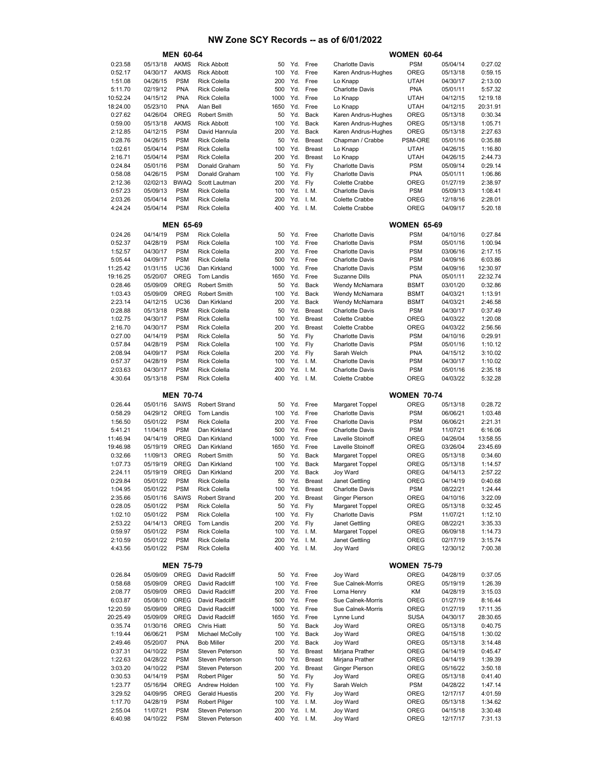# NW Zone SCY Records -- as of 6/01/2022

## MEN 60-64 / WOMEN 60-64

| Time | Date | Club | Name | Dist | | Stroke | Name | Club | Date | Time |
|---|---|---|---|---|---|---|---|---|---|---|
| 0:23.58 | 05/13/18 | AKMS | Rick Abbott | 50 | Yd. | Free | Charlotte Davis | PSM | 05/04/14 | 0:27.02 |
| 0:52.17 | 04/30/17 | AKMS | Rick Abbott | 100 | Yd. | Free | Karen Andrus-Hughes | OREG | 05/13/18 | 0:59.15 |
| 1:51.08 | 04/26/15 | PSM | Rick Colella | 200 | Yd. | Free | Lo Knapp | UTAH | 04/30/17 | 2:13.00 |
| 5:11.70 | 02/19/12 | PNA | Rick Colella | 500 | Yd. | Free | Charlotte Davis | PNA | 05/01/11 | 5:57.32 |
| 10:52.24 | 04/15/12 | PNA | Rick Colella | 1000 | Yd. | Free | Lo Knapp | UTAH | 04/12/15 | 12:19.18 |
| 18:24.00 | 05/23/10 | PNA | Alan Bell | 1650 | Yd. | Free | Lo Knapp | UTAH | 04/12/15 | 20:31.91 |
| 0:27.62 | 04/26/04 | OREG | Robert Smith | 50 | Yd. | Back | Karen Andrus-Hughes | OREG | 05/13/18 | 0:30.34 |
| 0:59.00 | 05/13/18 | AKMS | Rick Abbott | 100 | Yd. | Back | Karen Andrus-Hughes | OREG | 05/13/18 | 1:05.71 |
| 2:12.85 | 04/12/15 | PSM | David Hannula | 200 | Yd. | Back | Karen Andrus-Hughes | OREG | 05/13/18 | 2:27.63 |
| 0:28.76 | 04/26/15 | PSM | Rick Colella | 50 | Yd. | Breast | Chapman / Crabbe | PSM-ORE | 05/01/16 | 0:35.88 |
| 1:02.61 | 05/04/14 | PSM | Rick Colella | 100 | Yd. | Breast | Lo Knapp | UTAH | 04/26/15 | 1:16.80 |
| 2:16.71 | 05/04/14 | PSM | Rick Colella | 200 | Yd. | Breast | Lo Knapp | UTAH | 04/26/15 | 2:44.73 |
| 0:24.84 | 05/01/16 | PSM | Donald Graham | 50 | Yd. | Fly | Charlotte Davis | PSM | 05/09/14 | 0:29.14 |
| 0:58.08 | 04/26/15 | PSM | Donald Graham | 100 | Yd. | Fly | Charlotte Davis | PNA | 05/01/11 | 1:06.86 |
| 2:12.36 | 02/02/13 | BWAQ | Scott Lautman | 200 | Yd. | Fly | Colette Crabbe | OREG | 01/27/19 | 2:38.97 |
| 0:57.23 | 05/09/13 | PSM | Rick Colella | 100 | Yd. | I. M. | Charlotte Davis | PSM | 05/09/13 | 1:08.41 |
| 2:03.26 | 05/04/14 | PSM | Rick Colella | 200 | Yd. | I. M. | Colette Crabbe | OREG | 12/18/16 | 2:28.01 |
| 4:24.24 | 05/04/14 | PSM | Rick Colella | 400 | Yd. | I. M. | Colette Crabbe | OREG | 04/09/17 | 5:20.18 |

## MEN 65-69 / WOMEN 65-69

| Time | Date | Club | Name | Dist | | Stroke | Name | Club | Date | Time |
|---|---|---|---|---|---|---|---|---|---|---|
| 0:24.26 | 04/14/19 | PSM | Rick Colella | 50 | Yd. | Free | Charlotte Davis | PSM | 04/10/16 | 0:27.84 |
| 0:52.37 | 04/28/19 | PSM | Rick Colella | 100 | Yd. | Free | Charlotte Davis | PSM | 05/01/16 | 1:00.94 |
| 1:52.57 | 04/30/17 | PSM | Rick Colella | 200 | Yd. | Free | Charlotte Davis | PSM | 03/06/16 | 2:17.15 |
| 5:05.44 | 04/09/17 | PSM | Rick Colella | 500 | Yd. | Free | Charlotte Davis | PSM | 04/09/16 | 6:03.86 |
| 11:25.42 | 01/31/15 | UC36 | Dan Kirkland | 1000 | Yd. | Free | Charlotte Davis | PSM | 04/09/16 | 12:30.97 |
| 19:16.25 | 05/20/07 | OREG | Tom Landis | 1650 | Yd. | Free | Suzanne Dills | PNA | 05/01/11 | 22:32.74 |
| 0:28.46 | 05/09/09 | OREG | Robert Smith | 50 | Yd. | Back | Wendy McNamara | BSMT | 03/01/20 | 0:32.86 |
| 1:03.43 | 05/09/09 | OREG | Robert Smith | 100 | Yd. | Back | Wendy McNamara | BSMT | 04/03/21 | 1:13.91 |
| 2:23.14 | 04/12/15 | UC36 | Dan Kirkland | 200 | Yd. | Back | Wendy McNamara | BSMT | 04/03/21 | 2:46.58 |
| 0:28.88 | 05/13/18 | PSM | Rick Colella | 50 | Yd. | Breast | Charlotte Davis | PSM | 04/30/17 | 0:37.49 |
| 1:02.75 | 04/30/17 | PSM | Rick Colella | 100 | Yd. | Breast | Colette Crabbe | OREG | 04/03/22 | 1:20.08 |
| 2:16.70 | 04/30/17 | PSM | Rick Colella | 200 | Yd. | Breast | Colette Crabbe | OREG | 04/03/22 | 2:56.56 |
| 0:27.00 | 04/14/19 | PSM | Rick Colella | 50 | Yd. | Fly | Charlotte Davis | PSM | 04/10/16 | 0:29.91 |
| 0:57.84 | 04/28/19 | PSM | Rick Colella | 100 | Yd. | Fly | Charlotte Davis | PSM | 05/01/16 | 1:10.12 |
| 2:08.94 | 04/09/17 | PSM | Rick Colella | 200 | Yd. | Fly | Sarah Welch | PNA | 04/15/12 | 3:10.02 |
| 0:57.37 | 04/28/19 | PSM | Rick Colella | 100 | Yd. | I. M. | Charlotte Davis | PSM | 04/30/17 | 1:10.02 |
| 2:03.63 | 04/30/17 | PSM | Rick Colella | 200 | Yd. | I. M. | Charlotte Davis | PSM | 05/01/16 | 2:35.18 |
| 4:30.64 | 05/13/18 | PSM | Rick Colella | 400 | Yd. | I. M. | Colette Crabbe | OREG | 04/03/22 | 5:32.28 |

## MEN 70-74 / WOMEN 70-74

| Time | Date | Club | Name | Dist | | Stroke | Name | Club | Date | Time |
|---|---|---|---|---|---|---|---|---|---|---|
| 0:26.44 | 05/01/16 | SAWS | Robert Strand | 50 | Yd. | Free | Margaret Toppel | OREG | 05/13/18 | 0:28.72 |
| 0:58.29 | 04/29/12 | OREG | Tom Landis | 100 | Yd. | Free | Charlotte Davis | PSM | 06/06/21 | 1:03.48 |
| 1:56.50 | 05/01/22 | PSM | Rick Colella | 200 | Yd. | Free | Charlotte Davis | PSM | 06/06/21 | 2:21.31 |
| 5:41.21 | 11/04/18 | PSM | Dan Kirkland | 500 | Yd. | Free | Charlotte Davis | PSM | 11/07/21 | 6:16.06 |
| 11:46.94 | 04/14/19 | OREG | Dan Kirkland | 1000 | Yd. | Free | Lavelle Stoinoff | OREG | 04/26/04 | 13:58.55 |
| 19:46.98 | 05/19/19 | OREG | Dan Kirkland | 1650 | Yd. | Free | Lavelle Stoinoff | OREG | 03/26/04 | 23:45.69 |
| 0:32.66 | 11/09/13 | OREG | Robert Smith | 50 | Yd. | Back | Margaret Toppel | OREG | 05/13/18 | 0:34.60 |
| 1:07.73 | 05/19/19 | OREG | Dan Kirkland | 100 | Yd. | Back | Margaret Toppel | OREG | 05/13/18 | 1:14.57 |
| 2:24.11 | 05/19/19 | OREG | Dan Kirkland | 200 | Yd. | Back | Joy Ward | OREG | 04/14/13 | 2:57.22 |
| 0:29.84 | 05/01/22 | PSM | Rick Colella | 50 | Yd. | Breast | Janet Gettling | OREG | 04/14/19 | 0:40.68 |
| 1:04.95 | 05/01/22 | PSM | Rick Colella | 100 | Yd. | Breast | Charlotte Davis | PSM | 08/22/21 | 1:24.44 |
| 2:35.66 | 05/01/16 | SAWS | Robert Strand | 200 | Yd. | Breast | Ginger Pierson | OREG | 04/10/16 | 3:22.09 |
| 0:28.05 | 05/01/22 | PSM | Rick Colella | 50 | Yd. | Fly | Margaret Toppel | OREG | 05/13/18 | 0:32.45 |
| 1:02.10 | 05/01/22 | PSM | Rick Colella | 100 | Yd. | Fly | Charlotte Davis | PSM | 11/07/21 | 1:12.10 |
| 2:53.22 | 04/14/13 | OREG | Tom Landis | 200 | Yd. | Fly | Janet Gettling | OREG | 08/22/21 | 3:35.33 |
| 0:59.97 | 05/01/22 | PSM | Rick Colella | 100 | Yd. | I. M. | Margaret Toppel | OREG | 06/09/18 | 1:14.73 |
| 2:10.59 | 05/01/22 | PSM | Rick Colella | 200 | Yd. | I. M. | Janet Gettling | OREG | 02/17/19 | 3:15.74 |
| 4:43.56 | 05/01/22 | PSM | Rick Colella | 400 | Yd. | I. M. | Joy Ward | OREG | 12/30/12 | 7:00.38 |

## MEN 75-79 / WOMEN 75-79

| Time | Date | Club | Name | Dist | | Stroke | Name | Club | Date | Time |
|---|---|---|---|---|---|---|---|---|---|---|
| 0:26.84 | 05/09/09 | OREG | David Radcliff | 50 | Yd. | Free | Joy Ward | OREG | 04/28/19 | 0:37.05 |
| 0:58.68 | 05/09/09 | OREG | David Radcliff | 100 | Yd. | Free | Sue Calnek-Morris | OREG | 05/19/19 | 1:26.39 |
| 2:08.77 | 05/09/09 | OREG | David Radcliff | 200 | Yd. | Free | Lorna Henry | KM | 04/28/19 | 3:15.03 |
| 6:03.87 | 05/08/10 | OREG | David Radcliff | 500 | Yd. | Free | Sue Calnek-Morris | OREG | 01/27/19 | 8:16.44 |
| 12:20.59 | 05/09/09 | OREG | David Radcliff | 1000 | Yd. | Free | Sue Calnek-Morris | OREG | 01/27/19 | 17:11.35 |
| 20:25.49 | 05/09/09 | OREG | David Radcliff | 1650 | Yd. | Free | Lynne Lund | SUSA | 04/30/17 | 28:30.65 |
| 0:35.74 | 01/30/16 | OREG | Chris Hiatt | 50 | Yd. | Back | Joy Ward | OREG | 05/13/18 | 0:40.75 |
| 1:19.44 | 06/06/21 | PSM | Michael McColly | 100 | Yd. | Back | Joy Ward | OREG | 04/15/18 | 1:30.02 |
| 2:49.46 | 05/20/07 | PNA | Bob Miller | 200 | Yd. | Back | Joy Ward | OREG | 05/13/18 | 3:14.48 |
| 0:37.31 | 04/10/22 | PSM | Steven Peterson | 50 | Yd. | Breast | Mirjana Prather | OREG | 04/14/19 | 0:45.47 |
| 1:22.63 | 04/28/22 | PSM | Steven Peterson | 100 | Yd. | Breast | Mirjana Prather | OREG | 04/14/19 | 1:39.39 |
| 3:03.20 | 04/10/22 | PSM | Steven Peterson | 200 | Yd. | Breast | Ginger Pierson | OREG | 05/16/22 | 3:50.18 |
| 0:30.53 | 04/14/19 | PSM | Robert Pilger | 50 | Yd. | Fly | Joy Ward | OREG | 05/13/18 | 0:41.40 |
| 1:23.77 | 05/16/94 | OREG | Andrew Holden | 100 | Yd. | Fly | Sarah Welch | PSM | 04/28/22 | 1:47.14 |
| 3:29.52 | 04/09/95 | OREG | Gerald Huestis | 200 | Yd. | Fly | Joy Ward | OREG | 12/17/17 | 4:01.59 |
| 1:17.70 | 04/28/19 | PSM | Robert Pilger | 100 | Yd. | I. M. | Joy Ward | OREG | 05/13/18 | 1:34.62 |
| 2:55.04 | 11/07/21 | PSM | Steven Peterson | 200 | Yd. | I. M. | Joy Ward | OREG | 04/15/18 | 3:30.48 |
| 6:40.98 | 04/10/22 | PSM | Steven Peterson | 400 | Yd. | I. M. | Joy Ward | OREG | 12/17/17 | 7:31.13 |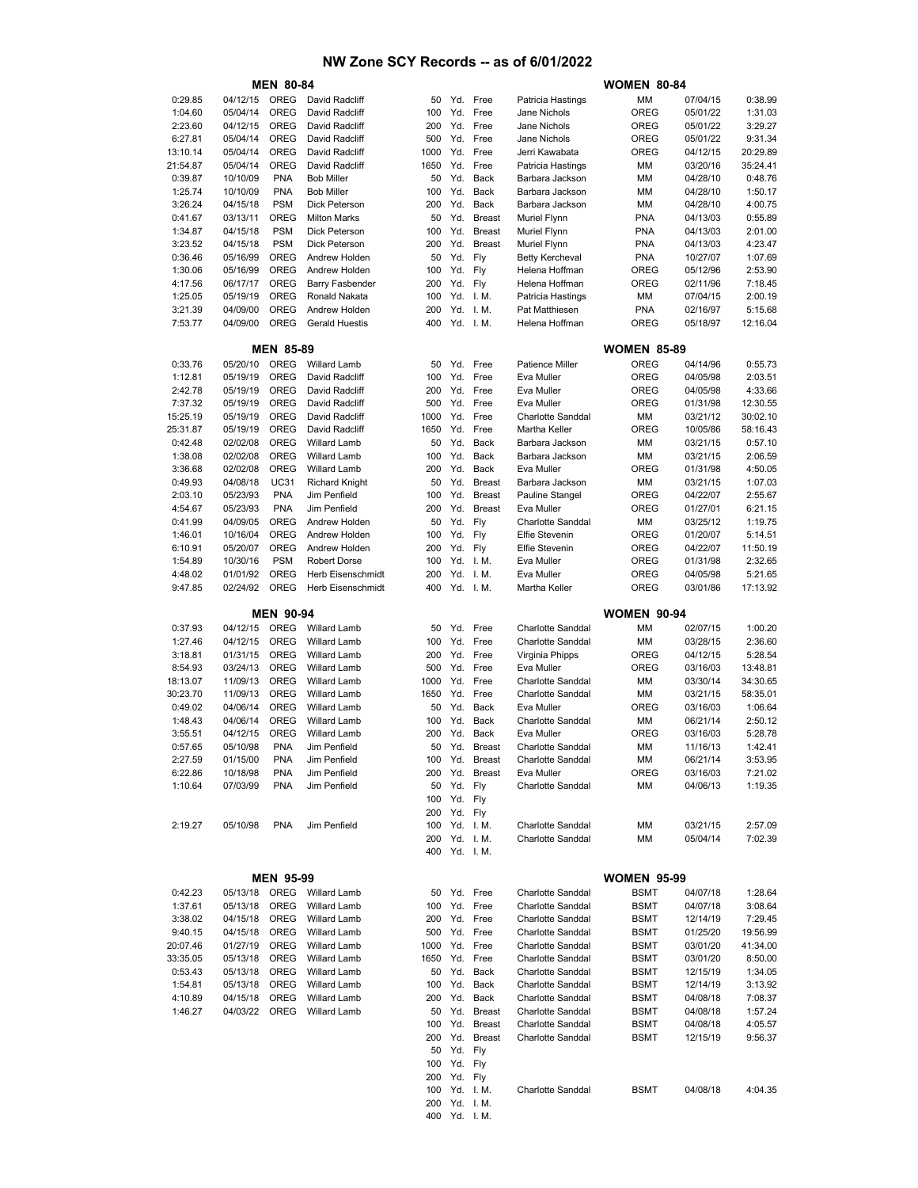# NW Zone SCY Records -- as of 6/01/2022

| MEN 80-84 | | | | | | | | WOMEN 80-84 | | |
|---|---|---|---|---|---|---|---|---|---|---|
| 0:29.85 | 04/12/15 | OREG | David Radcliff | 50 | Yd. | Free | Patricia Hastings | MM | 07/04/15 | 0:38.99 |
| 1:04.60 | 05/04/14 | OREG | David Radcliff | 100 | Yd. | Free | Jane Nichols | OREG | 05/01/22 | 1:31.03 |
| 2:23.60 | 04/12/15 | OREG | David Radcliff | 200 | Yd. | Free | Jane Nichols | OREG | 05/01/22 | 3:29.27 |
| 6:27.81 | 05/04/14 | OREG | David Radcliff | 500 | Yd. | Free | Jane Nichols | OREG | 05/01/22 | 9:31.34 |
| 13:10.14 | 05/04/14 | OREG | David Radcliff | 1000 | Yd. | Free | Jerri Kawabata | OREG | 04/12/15 | 20:29.89 |
| 21:54.87 | 05/04/14 | OREG | David Radcliff | 1650 | Yd. | Free | Patricia Hastings | MM | 03/20/16 | 35:24.41 |
| 0:39.87 | 10/10/09 | PNA | Bob Miller | 50 | Yd. | Back | Barbara Jackson | MM | 04/28/10 | 0:48.76 |
| 1:25.74 | 10/10/09 | PNA | Bob Miller | 100 | Yd. | Back | Barbara Jackson | MM | 04/28/10 | 1:50.17 |
| 3:26.24 | 04/15/18 | PSM | Dick Peterson | 200 | Yd. | Back | Barbara Jackson | MM | 04/28/10 | 4:00.75 |
| 0:41.67 | 03/13/11 | OREG | Milton Marks | 50 | Yd. | Breast | Muriel Flynn | PNA | 04/13/03 | 0:55.89 |
| 1:34.87 | 04/15/18 | PSM | Dick Peterson | 100 | Yd. | Breast | Muriel Flynn | PNA | 04/13/03 | 2:01.00 |
| 3:23.52 | 04/15/18 | PSM | Dick Peterson | 200 | Yd. | Breast | Muriel Flynn | PNA | 04/13/03 | 4:23.47 |
| 0:36.46 | 05/16/99 | OREG | Andrew Holden | 50 | Yd. | Fly | Betty Kercheval | PNA | 10/27/07 | 1:07.69 |
| 1:30.06 | 05/16/99 | OREG | Andrew Holden | 100 | Yd. | Fly | Helena Hoffman | OREG | 05/12/96 | 2:53.90 |
| 4:17.56 | 06/17/17 | OREG | Barry Fasbender | 200 | Yd. | Fly | Helena Hoffman | OREG | 02/11/96 | 7:18.45 |
| 1:25.05 | 05/19/19 | OREG | Ronald Nakata | 100 | Yd. | I. M. | Patricia Hastings | MM | 07/04/15 | 2:00.19 |
| 3:21.39 | 04/09/00 | OREG | Andrew Holden | 200 | Yd. | I. M. | Pat Matthiesen | PNA | 02/16/97 | 5:15.68 |
| 7:53.77 | 04/09/00 | OREG | Gerald Huestis | 400 | Yd. | I. M. | Helena Hoffman | OREG | 05/18/97 | 12:16.04 |

| MEN 85-89 | | | | | | | | WOMEN 85-89 | | |
|---|---|---|---|---|---|---|---|---|---|---|
| 0:33.76 | 05/20/10 | OREG | Willard Lamb | 50 | Yd. | Free | Patience Miller | OREG | 04/14/96 | 0:55.73 |
| 1:12.81 | 05/19/19 | OREG | David Radcliff | 100 | Yd. | Free | Eva Muller | OREG | 04/05/98 | 2:03.51 |
| 2:42.78 | 05/19/19 | OREG | David Radcliff | 200 | Yd. | Free | Eva Muller | OREG | 04/05/98 | 4:33.66 |
| 7:37.32 | 05/19/19 | OREG | David Radcliff | 500 | Yd. | Free | Eva Muller | OREG | 01/31/98 | 12:30.55 |
| 15:25.19 | 05/19/19 | OREG | David Radcliff | 1000 | Yd. | Free | Charlotte Sanddal | MM | 03/21/12 | 30:02.10 |
| 25:31.87 | 05/19/19 | OREG | David Radcliff | 1650 | Yd. | Free | Martha Keller | OREG | 10/05/86 | 58:16.43 |
| 0:42.48 | 02/02/08 | OREG | Willard Lamb | 50 | Yd. | Back | Barbara Jackson | MM | 03/21/15 | 0:57.10 |
| 1:38.08 | 02/02/08 | OREG | Willard Lamb | 100 | Yd. | Back | Barbara Jackson | MM | 03/21/15 | 2:06.59 |
| 3:36.68 | 02/02/08 | OREG | Willard Lamb | 200 | Yd. | Back | Eva Muller | OREG | 01/31/98 | 4:50.05 |
| 0:49.93 | 04/08/18 | UC31 | Richard Knight | 50 | Yd. | Breast | Barbara Jackson | MM | 03/21/15 | 1:07.03 |
| 2:03.10 | 05/23/93 | PNA | Jim Penfield | 100 | Yd. | Breast | Pauline Stangel | OREG | 04/22/07 | 2:55.67 |
| 4:54.67 | 05/23/93 | PNA | Jim Penfield | 200 | Yd. | Breast | Eva Muller | OREG | 01/27/01 | 6:21.15 |
| 0:41.99 | 04/09/05 | OREG | Andrew Holden | 50 | Yd. | Fly | Charlotte Sanddal | MM | 03/25/12 | 1:19.75 |
| 1:46.01 | 10/16/04 | OREG | Andrew Holden | 100 | Yd. | Fly | Elfie Stevenin | OREG | 01/20/07 | 5:14.51 |
| 6:10.91 | 05/20/07 | OREG | Andrew Holden | 200 | Yd. | Fly | Elfie Stevenin | OREG | 04/22/07 | 11:50.19 |
| 1:54.89 | 10/30/16 | PSM | Robert Dorse | 100 | Yd. | I. M. | Eva Muller | OREG | 01/31/98 | 2:32.65 |
| 4:48.02 | 01/01/92 | OREG | Herb Eisenschmidt | 200 | Yd. | I. M. | Eva Muller | OREG | 04/05/98 | 5:21.65 |
| 9:47.85 | 02/24/92 | OREG | Herb Eisenschmidt | 400 | Yd. | I. M. | Martha Keller | OREG | 03/01/86 | 17:13.92 |

| MEN 90-94 | | | | | | | | WOMEN 90-94 | | |
|---|---|---|---|---|---|---|---|---|---|---|
| 0:37.93 | 04/12/15 | OREG | Willard Lamb | 50 | Yd. | Free | Charlotte Sanddal | MM | 02/07/15 | 1:00.20 |
| 1:27.46 | 04/12/15 | OREG | Willard Lamb | 100 | Yd. | Free | Charlotte Sanddal | MM | 03/28/15 | 2:36.60 |
| 3:18.81 | 01/31/15 | OREG | Willard Lamb | 200 | Yd. | Free | Virginia Phipps | OREG | 04/12/15 | 5:28.54 |
| 8:54.93 | 03/24/13 | OREG | Willard Lamb | 500 | Yd. | Free | Eva Muller | OREG | 03/16/03 | 13:48.81 |
| 18:13.07 | 11/09/13 | OREG | Willard Lamb | 1000 | Yd. | Free | Charlotte Sanddal | MM | 03/30/14 | 34:30.65 |
| 30:23.70 | 11/09/13 | OREG | Willard Lamb | 1650 | Yd. | Free | Charlotte Sanddal | MM | 03/21/15 | 58:35.01 |
| 0:49.02 | 04/06/14 | OREG | Willard Lamb | 50 | Yd. | Back | Eva Muller | OREG | 03/16/03 | 1:06.64 |
| 1:48.43 | 04/06/14 | OREG | Willard Lamb | 100 | Yd. | Back | Charlotte Sanddal | MM | 06/21/14 | 2:50.12 |
| 3:55.51 | 04/12/15 | OREG | Willard Lamb | 200 | Yd. | Back | Eva Muller | OREG | 03/16/03 | 5:28.78 |
| 0:57.65 | 05/10/98 | PNA | Jim Penfield | 50 | Yd. | Breast | Charlotte Sanddal | MM | 11/16/13 | 1:42.41 |
| 2:27.59 | 01/15/00 | PNA | Jim Penfield | 100 | Yd. | Breast | Charlotte Sanddal | MM | 06/21/14 | 3:53.95 |
| 6:22.86 | 10/18/98 | PNA | Jim Penfield | 200 | Yd. | Breast | Eva Muller | OREG | 03/16/03 | 7:21.02 |
| 1:10.64 | 07/03/99 | PNA | Jim Penfield | 50 | Yd. | Fly | Charlotte Sanddal | MM | 04/06/13 | 1:19.35 |
| | | | | 100 | Yd. | Fly | | | | |
| | | | | 200 | Yd. | Fly | | | | |
| 2:19.27 | 05/10/98 | PNA | Jim Penfield | 100 | Yd. | I. M. | Charlotte Sanddal | MM | 03/21/15 | 2:57.09 |
| | | | | 200 | Yd. | I. M. | Charlotte Sanddal | MM | 05/04/14 | 7:02.39 |
| | | | | 400 | Yd. | I. M. | | | | |

| MEN 95-99 | | | | | | | | WOMEN 95-99 | | |
|---|---|---|---|---|---|---|---|---|---|---|
| 0:42.23 | 05/13/18 | OREG | Willard Lamb | 50 | Yd. | Free | Charlotte Sanddal | BSMT | 04/07/18 | 1:28.64 |
| 1:37.61 | 05/13/18 | OREG | Willard Lamb | 100 | Yd. | Free | Charlotte Sanddal | BSMT | 04/07/18 | 3:08.64 |
| 3:38.02 | 04/15/18 | OREG | Willard Lamb | 200 | Yd. | Free | Charlotte Sanddal | BSMT | 12/14/19 | 7:29.45 |
| 9:40.15 | 04/15/18 | OREG | Willard Lamb | 500 | Yd. | Free | Charlotte Sanddal | BSMT | 01/25/20 | 19:56.99 |
| 20:07.46 | 01/27/19 | OREG | Willard Lamb | 1000 | Yd. | Free | Charlotte Sanddal | BSMT | 03/01/20 | 41:34.00 |
| 33:35.05 | 05/13/18 | OREG | Willard Lamb | 1650 | Yd. | Free | Charlotte Sanddal | BSMT | 03/01/20 | 8:50.00 |
| 0:53.43 | 05/13/18 | OREG | Willard Lamb | 50 | Yd. | Back | Charlotte Sanddal | BSMT | 12/15/19 | 1:34.05 |
| 1:54.81 | 05/13/18 | OREG | Willard Lamb | 100 | Yd. | Back | Charlotte Sanddal | BSMT | 12/14/19 | 3:13.92 |
| 4:10.89 | 04/15/18 | OREG | Willard Lamb | 200 | Yd. | Back | Charlotte Sanddal | BSMT | 04/08/18 | 7:08.37 |
| 1:46.27 | 04/03/22 | OREG | Willard Lamb | 50 | Yd. | Breast | Charlotte Sanddal | BSMT | 04/08/18 | 1:57.24 |
| | | | | 100 | Yd. | Breast | Charlotte Sanddal | BSMT | 04/08/18 | 4:05.57 |
| | | | | 200 | Yd. | Breast | Charlotte Sanddal | BSMT | 12/15/19 | 9:56.37 |
| | | | | 50 | Yd. | Fly | | | | |
| | | | | 100 | Yd. | Fly | | | | |
| | | | | 200 | Yd. | Fly | | | | |
| | | | | 100 | Yd. | I. M. | Charlotte Sanddal | BSMT | 04/08/18 | 4:04.35 |
| | | | | 200 | Yd. | I. M. | | | | |
| | | | | 400 | Yd. | I. M. | | | | |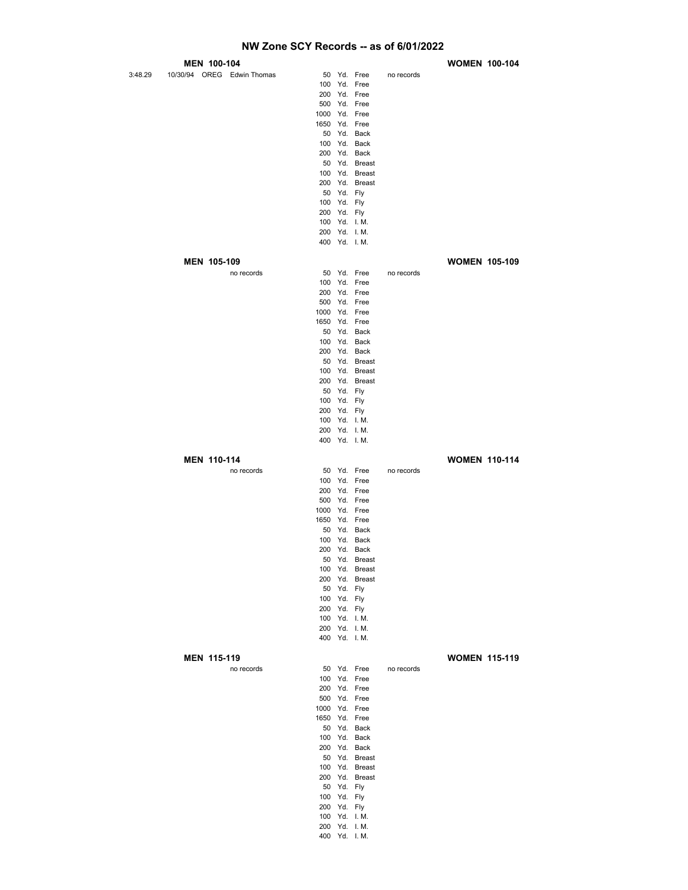# NW Zone SCY Records -- as of 6/01/2022

## MEN 100-104 / WOMEN 100-104

| Time | Date | Club | Name | Event | Women |
|---|---|---|---|---|---|
| 3:48.29 | 10/30/94 | OREG | Edwin Thomas | 50 Yd. Free | no records |
| | | | | 100 Yd. Free | |
| | | | | 200 Yd. Free | |
| | | | | 500 Yd. Free | |
| | | | | 1000 Yd. Free | |
| | | | | 1650 Yd. Free | |
| | | | | 50 Yd. Back | |
| | | | | 100 Yd. Back | |
| | | | | 200 Yd. Back | |
| | | | | 50 Yd. Breast | |
| | | | | 100 Yd. Breast | |
| | | | | 200 Yd. Breast | |
| | | | | 50 Yd. Fly | |
| | | | | 100 Yd. Fly | |
| | | | | 200 Yd. Fly | |
| | | | | 100 Yd. I. M. | |
| | | | | 200 Yd. I. M. | |
| | | | | 400 Yd. I. M. | |

## MEN 105-109 / WOMEN 105-109

| Men | Event | Women |
|---|---|---|
| no records | 50 Yd. Free | no records |
| | 100 Yd. Free | |
| | 200 Yd. Free | |
| | 500 Yd. Free | |
| | 1000 Yd. Free | |
| | 1650 Yd. Free | |
| | 50 Yd. Back | |
| | 100 Yd. Back | |
| | 200 Yd. Back | |
| | 50 Yd. Breast | |
| | 100 Yd. Breast | |
| | 200 Yd. Breast | |
| | 50 Yd. Fly | |
| | 100 Yd. Fly | |
| | 200 Yd. Fly | |
| | 100 Yd. I. M. | |
| | 200 Yd. I. M. | |
| | 400 Yd. I. M. | |

## MEN 110-114 / WOMEN 110-114

| Men | Event | Women |
|---|---|---|
| no records | 50 Yd. Free | no records |
| | 100 Yd. Free | |
| | 200 Yd. Free | |
| | 500 Yd. Free | |
| | 1000 Yd. Free | |
| | 1650 Yd. Free | |
| | 50 Yd. Back | |
| | 100 Yd. Back | |
| | 200 Yd. Back | |
| | 50 Yd. Breast | |
| | 100 Yd. Breast | |
| | 200 Yd. Breast | |
| | 50 Yd. Fly | |
| | 100 Yd. Fly | |
| | 200 Yd. Fly | |
| | 100 Yd. I. M. | |
| | 200 Yd. I. M. | |
| | 400 Yd. I. M. | |

## MEN 115-119 / WOMEN 115-119

| Men | Event | Women |
|---|---|---|
| no records | 50 Yd. Free | no records |
| | 100 Yd. Free | |
| | 200 Yd. Free | |
| | 500 Yd. Free | |
| | 1000 Yd. Free | |
| | 1650 Yd. Free | |
| | 50 Yd. Back | |
| | 100 Yd. Back | |
| | 200 Yd. Back | |
| | 50 Yd. Breast | |
| | 100 Yd. Breast | |
| | 200 Yd. Breast | |
| | 50 Yd. Fly | |
| | 100 Yd. Fly | |
| | 200 Yd. Fly | |
| | 100 Yd. I. M. | |
| | 200 Yd. I. M. | |
| | 400 Yd. I. M. | |